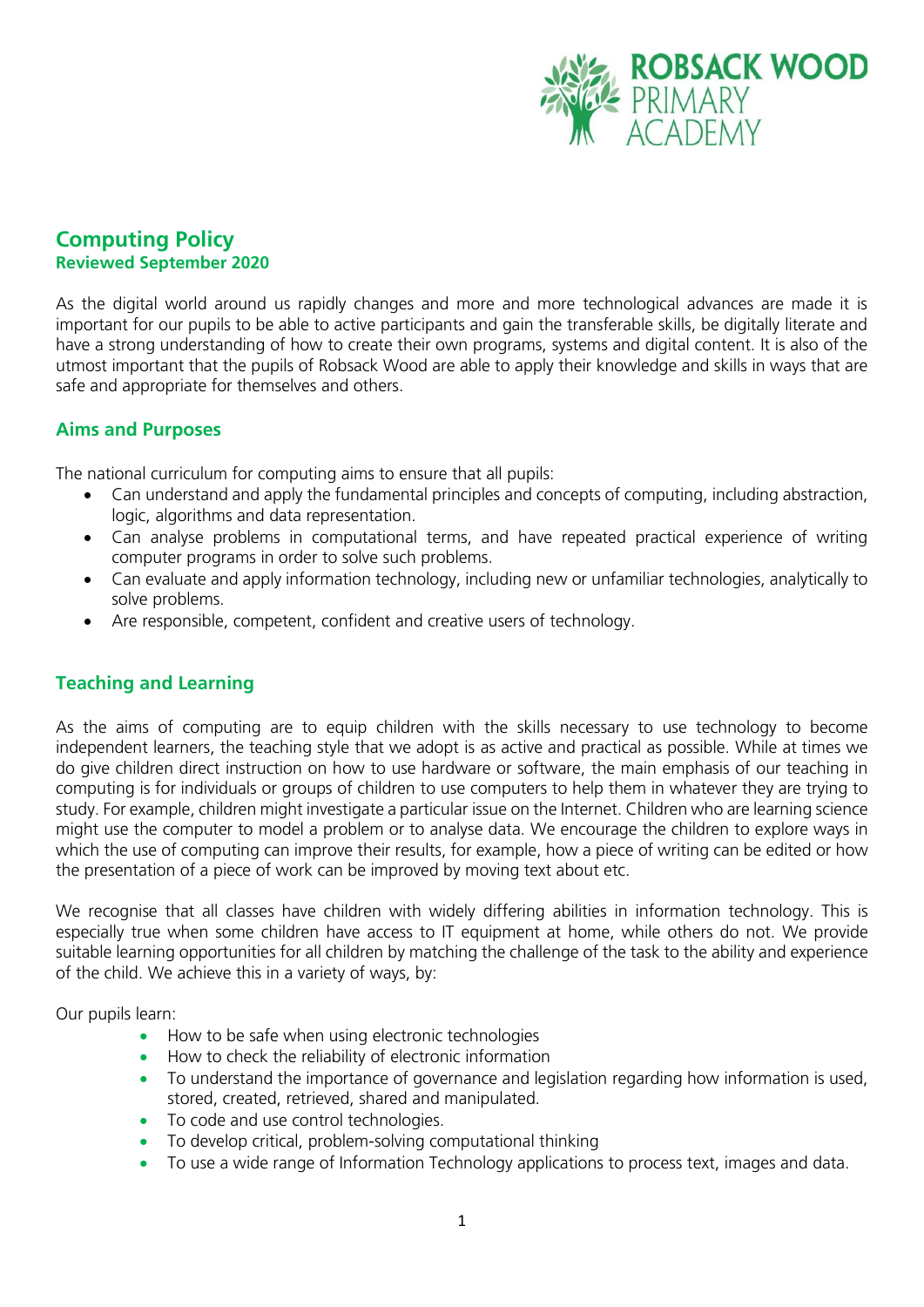ROBSACK WOOD PRIMARY ACADEMY

# Computing Policy

**Reviewed September 2020**

As the digital world around us rapidly changes and more and more technological advances are made it is important for our pupils to be able to active participants and gain the transferable skills, be digitally literate and have a strong understanding of how to create their own programs, systems and digital content. It is also of the utmost important that the pupils of Robsack Wood are able to apply their knowledge and skills in ways that are safe and appropriate for themselves and others.

## Aims and Purposes

The national curriculum for computing aims to ensure that all pupils:

- Can understand and apply the fundamental principles and concepts of computing, including abstraction, logic, algorithms and data representation.
- Can analyse problems in computational terms, and have repeated practical experience of writing computer programs in order to solve such problems.
- Can evaluate and apply information technology, including new or unfamiliar technologies, analytically to solve problems.
- Are responsible, competent, confident and creative users of technology.

## Teaching and Learning

As the aims of computing are to equip children with the skills necessary to use technology to become independent learners, the teaching style that we adopt is as active and practical as possible. While at times we do give children direct instruction on how to use hardware or software, the main emphasis of our teaching in computing is for individuals or groups of children to use computers to help them in whatever they are trying to study. For example, children might investigate a particular issue on the Internet. Children who are learning science might use the computer to model a problem or to analyse data. We encourage the children to explore ways in which the use of computing can improve their results, for example, how a piece of writing can be edited or how the presentation of a piece of work can be improved by moving text about etc.

We recognise that all classes have children with widely differing abilities in information technology. This is especially true when some children have access to IT equipment at home, while others do not. We provide suitable learning opportunities for all children by matching the challenge of the task to the ability and experience of the child. We achieve this in a variety of ways, by:

Our pupils learn:

- How to be safe when using electronic technologies
- How to check the reliability of electronic information
- To understand the importance of governance and legislation regarding how information is used, stored, created, retrieved, shared and manipulated.
- To code and use control technologies.
- To develop critical, problem-solving computational thinking
- To use a wide range of Information Technology applications to process text, images and data.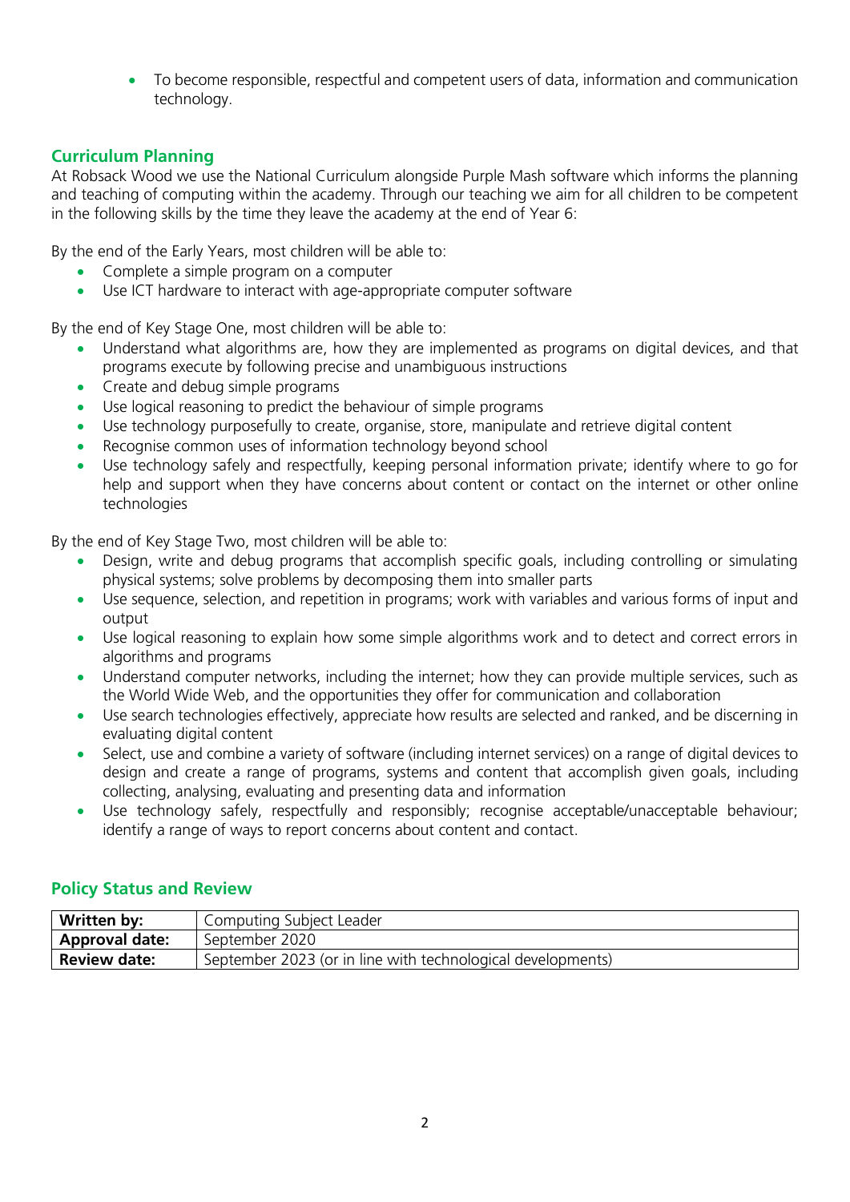- To become responsible, respectful and competent users of data, information and communication technology.

## Curriculum Planning

At Robsack Wood we use the National Curriculum alongside Purple Mash software which informs the planning and teaching of computing within the academy. Through our teaching we aim for all children to be competent in the following skills by the time they leave the academy at the end of Year 6:

By the end of the Early Years, most children will be able to:

- Complete a simple program on a computer
- Use ICT hardware to interact with age-appropriate computer software

By the end of Key Stage One, most children will be able to:

- Understand what algorithms are, how they are implemented as programs on digital devices, and that programs execute by following precise and unambiguous instructions
- Create and debug simple programs
- Use logical reasoning to predict the behaviour of simple programs
- Use technology purposefully to create, organise, store, manipulate and retrieve digital content
- Recognise common uses of information technology beyond school
- Use technology safely and respectfully, keeping personal information private; identify where to go for help and support when they have concerns about content or contact on the internet or other online technologies

By the end of Key Stage Two, most children will be able to:

- Design, write and debug programs that accomplish specific goals, including controlling or simulating physical systems; solve problems by decomposing them into smaller parts
- Use sequence, selection, and repetition in programs; work with variables and various forms of input and output
- Use logical reasoning to explain how some simple algorithms work and to detect and correct errors in algorithms and programs
- Understand computer networks, including the internet; how they can provide multiple services, such as the World Wide Web, and the opportunities they offer for communication and collaboration
- Use search technologies effectively, appreciate how results are selected and ranked, and be discerning in evaluating digital content
- Select, use and combine a variety of software (including internet services) on a range of digital devices to design and create a range of programs, systems and content that accomplish given goals, including collecting, analysing, evaluating and presenting data and information
- Use technology safely, respectfully and responsibly; recognise acceptable/unacceptable behaviour; identify a range of ways to report concerns about content and contact.

## Policy Status and Review

| | |
|---|---|
| **Written by:** | Computing Subject Leader |
| **Approval date:** | September 2020 |
| **Review date:** | September 2023 (or in line with technological developments) |